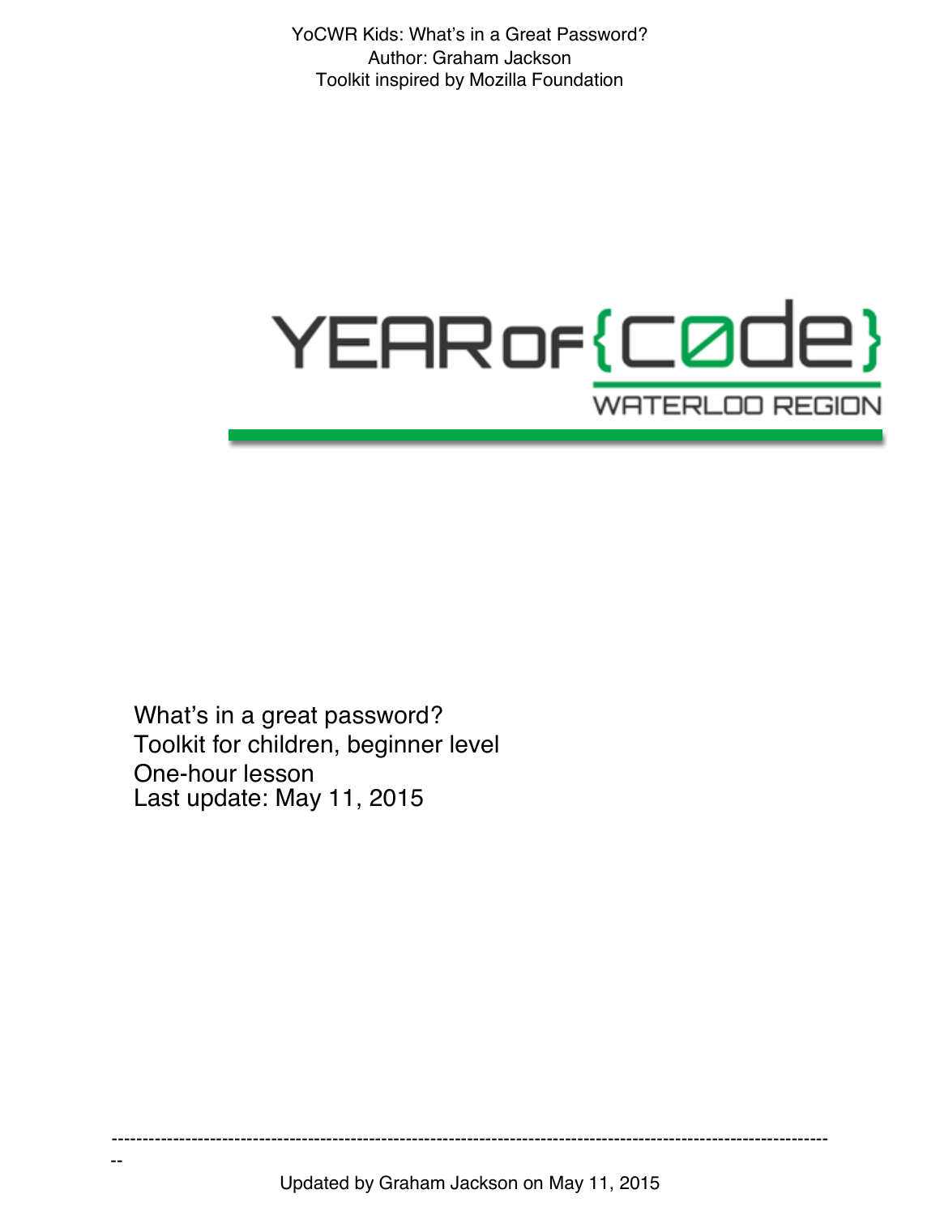YoCWR Kids: What's in a Great Password?
Author: Graham Jackson
Toolkit inspired by Mozilla Foundation

YEAR OF {CØDE}
WATERLOO REGION

What's in a great password?
Toolkit for children, beginner level
One-hour lesson
Last update: May 11, 2015

---

Updated by Graham Jackson on May 11, 2015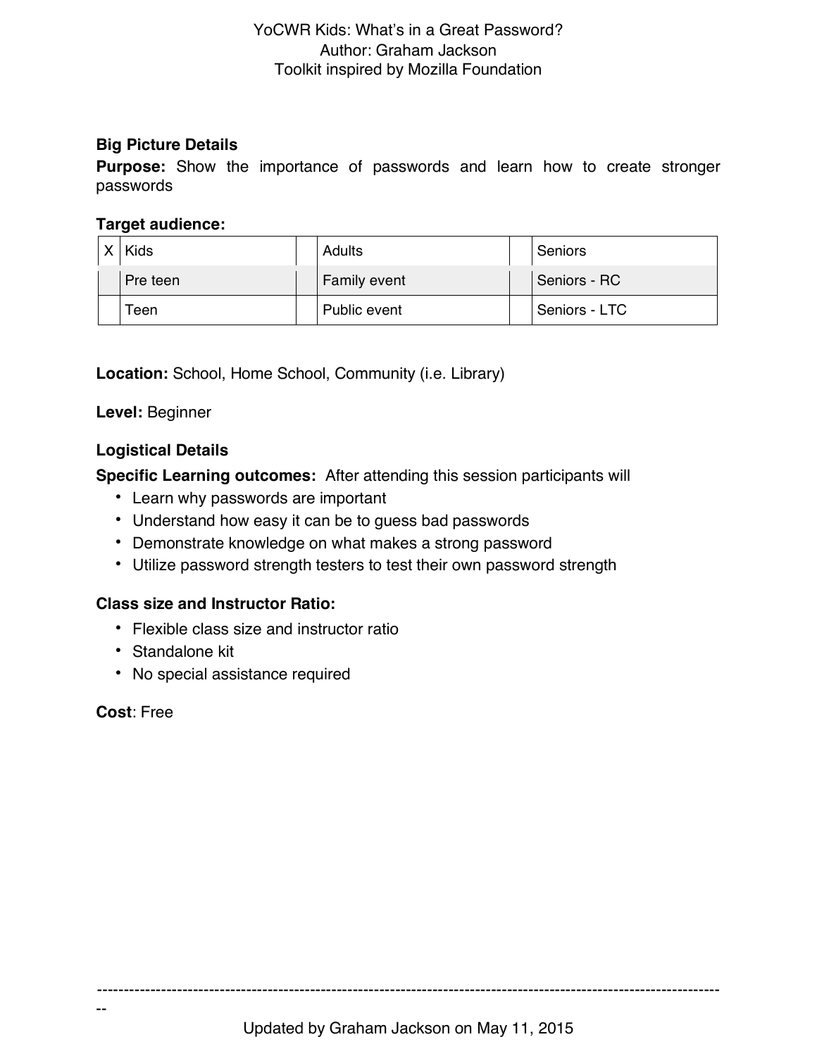YoCWR Kids: What's in a Great Password?
Author: Graham Jackson
Toolkit inspired by Mozilla Foundation

**Big Picture Details**

**Purpose:** Show the importance of passwords and learn how to create stronger passwords

**Target audience:**

| | | | | | |
|---|---|---|---|---|---|
| X | Kids | | Adults | | Seniors |
| | Pre teen | | Family event | | Seniors - RC |
| | Teen | | Public event | | Seniors - LTC |

**Location:** School, Home School, Community (i.e. Library)

**Level:** Beginner

**Logistical Details**

**Specific Learning outcomes:** After attending this session participants will

- Learn why passwords are important
- Understand how easy it can be to guess bad passwords
- Demonstrate knowledge on what makes a strong password
- Utilize password strength testers to test their own password strength

**Class size and Instructor Ratio:**

- Flexible class size and instructor ratio
- Standalone kit
- No special assistance required

**Cost**: Free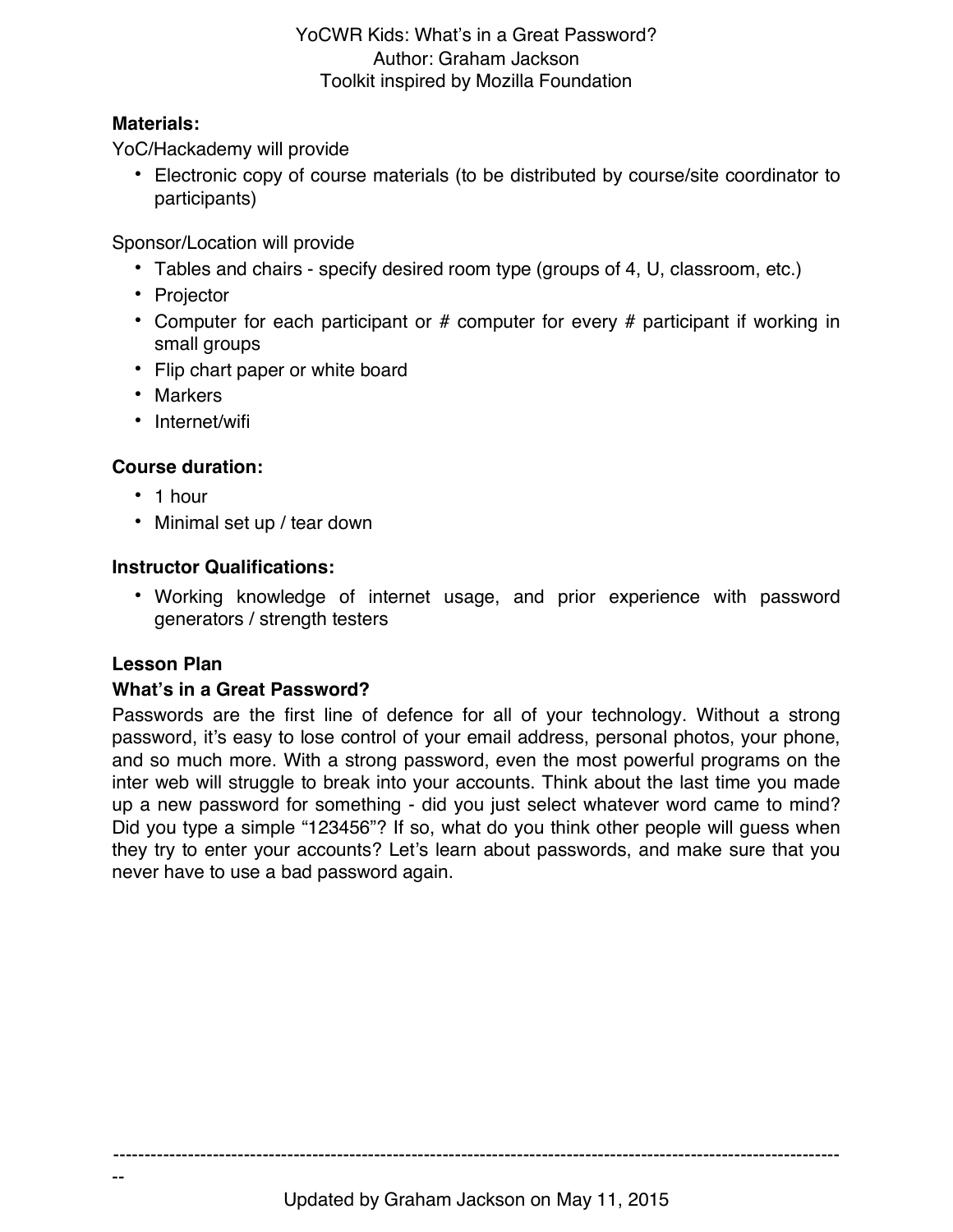YoCWR Kids: What's in a Great Password?
Author: Graham Jackson
Toolkit inspired by Mozilla Foundation

**Materials:**

YoC/Hackademy will provide

- Electronic copy of course materials (to be distributed by course/site coordinator to participants)

Sponsor/Location will provide

- Tables and chairs - specify desired room type (groups of 4, U, classroom, etc.)
- Projector
- Computer for each participant or # computer for every # participant if working in small groups
- Flip chart paper or white board
- Markers
- Internet/wifi

**Course duration:**

- 1 hour
- Minimal set up / tear down

**Instructor Qualifications:**

- Working knowledge of internet usage, and prior experience with password generators / strength testers

**Lesson Plan**

**What's in a Great Password?**

Passwords are the first line of defence for all of your technology. Without a strong password, it's easy to lose control of your email address, personal photos, your phone, and so much more. With a strong password, even the most powerful programs on the inter web will struggle to break into your accounts. Think about the last time you made up a new password for something - did you just select whatever word came to mind? Did you type a simple "123456"? If so, what do you think other people will guess when they try to enter your accounts? Let's learn about passwords, and make sure that you never have to use a bad password again.

Updated by Graham Jackson on May 11, 2015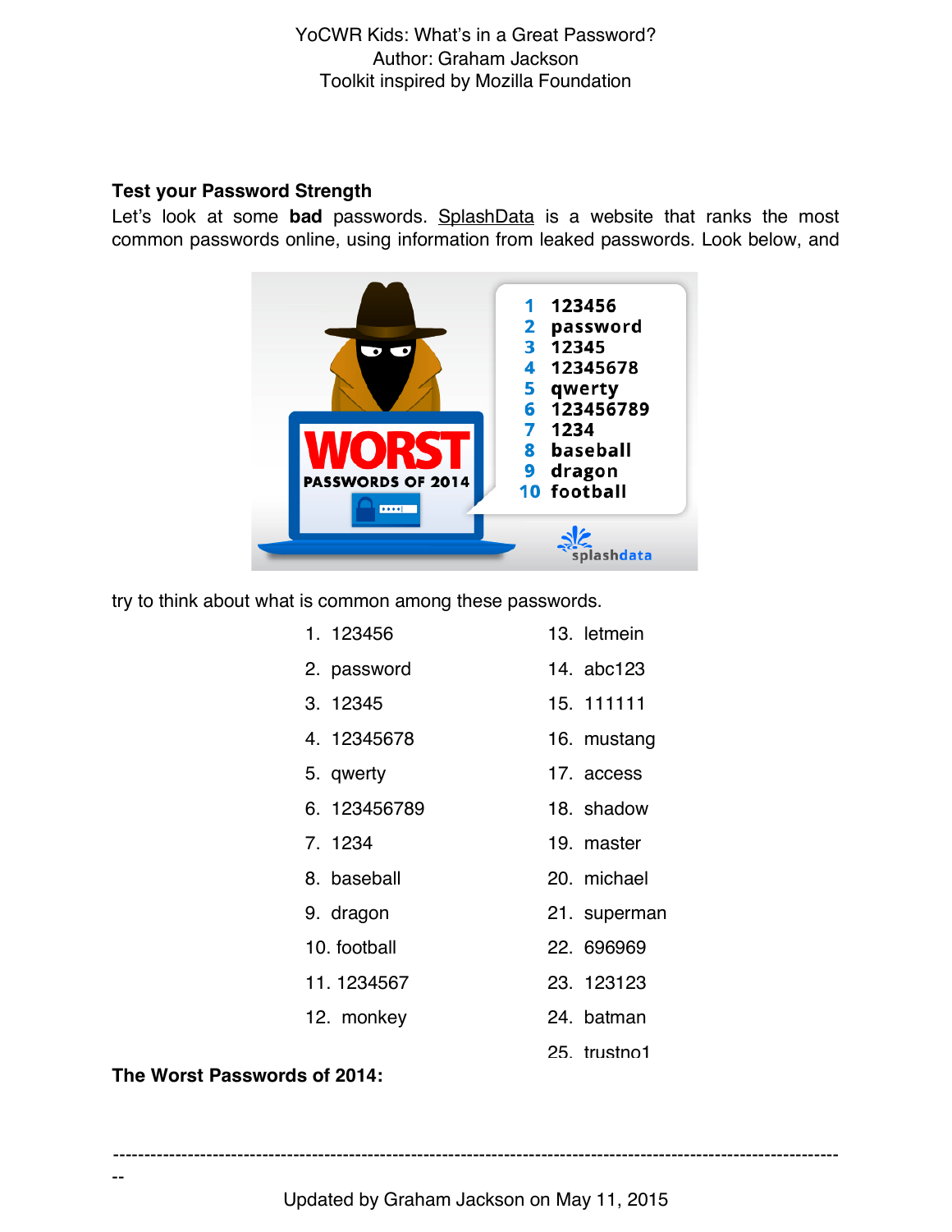YoCWR Kids: What's in a Great Password?
Author: Graham Jackson
Toolkit inspired by Mozilla Foundation

### Test your Password Strength

Let's look at some **bad** passwords. SplashData is a website that ranks the most common passwords online, using information from leaked passwords. Look below, and try to think about what is common among these passwords.

1. 123456
2. password
3. 12345
4. 12345678
5. qwerty
6. 123456789
7. 1234
8. baseball
9. dragon
10. football
11. 1234567
12. monkey
13. letmein
14. abc123
15. 111111
16. mustang
17. access
18. shadow
19. master
20. michael
21. superman
22. 696969
23. 123123
24. batman
25. trustno1

**The Worst Passwords of 2014:**

Updated by Graham Jackson on May 11, 2015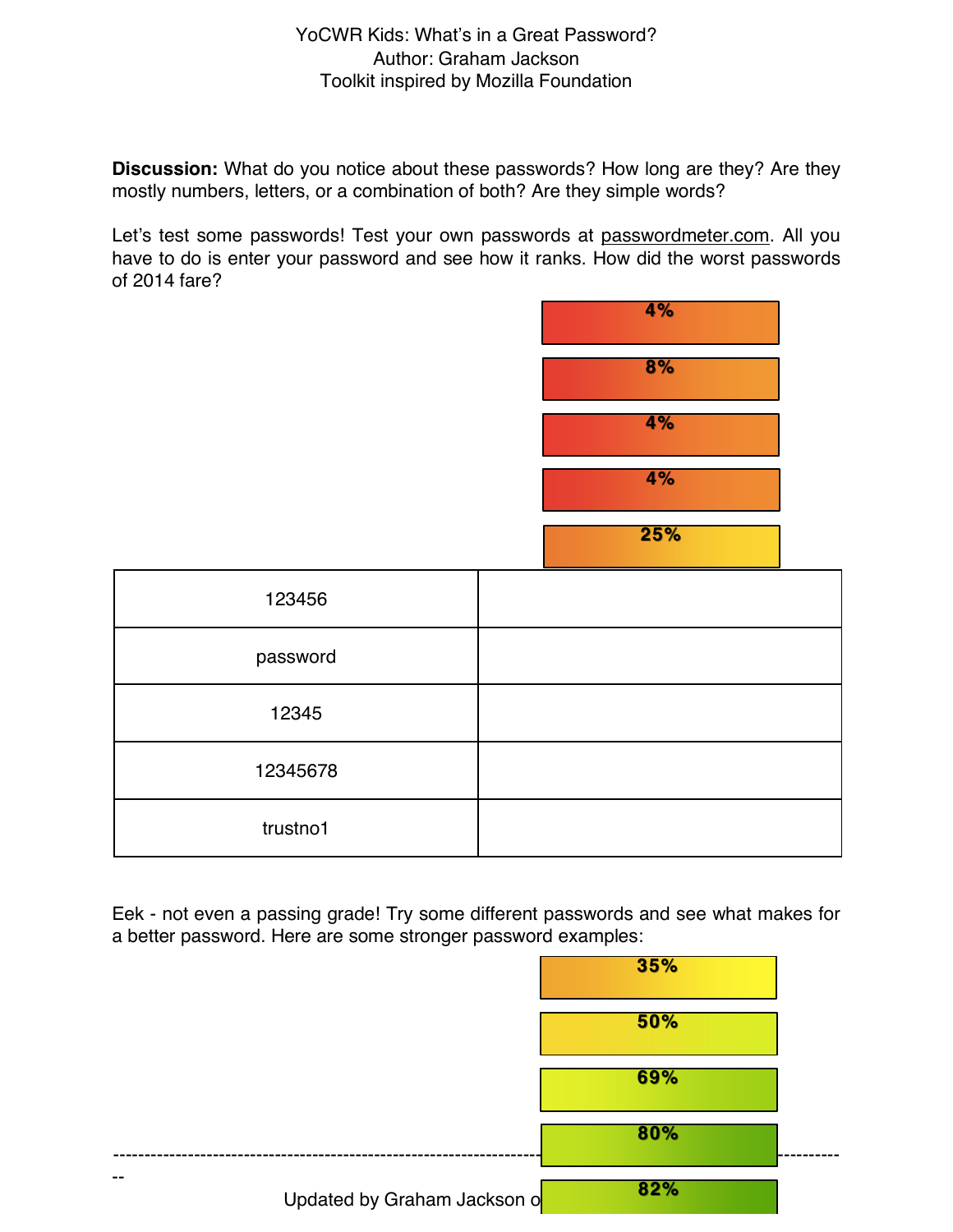YoCWR Kids: What's in a Great Password?
Author: Graham Jackson
Toolkit inspired by Mozilla Foundation

**Discussion:** What do you notice about these passwords? How long are they? Are they mostly numbers, letters, or a combination of both? Are they simple words?

Let's test some passwords! Test your own passwords at passwordmeter.com. All you have to do is enter your password and see how it ranks. How did the worst passwords of 2014 fare?

| Password | Score |
|---|---|
| 123456 | 4% |
| password | 8% |
| 12345 | 4% |
| 12345678 | 4% |
| trustno1 | 25% |

Eek - not even a passing grade! Try some different passwords and see what makes for a better password. Here are some stronger password examples:

35%

50%

69%

80%

82%

Updated by Graham Jackson o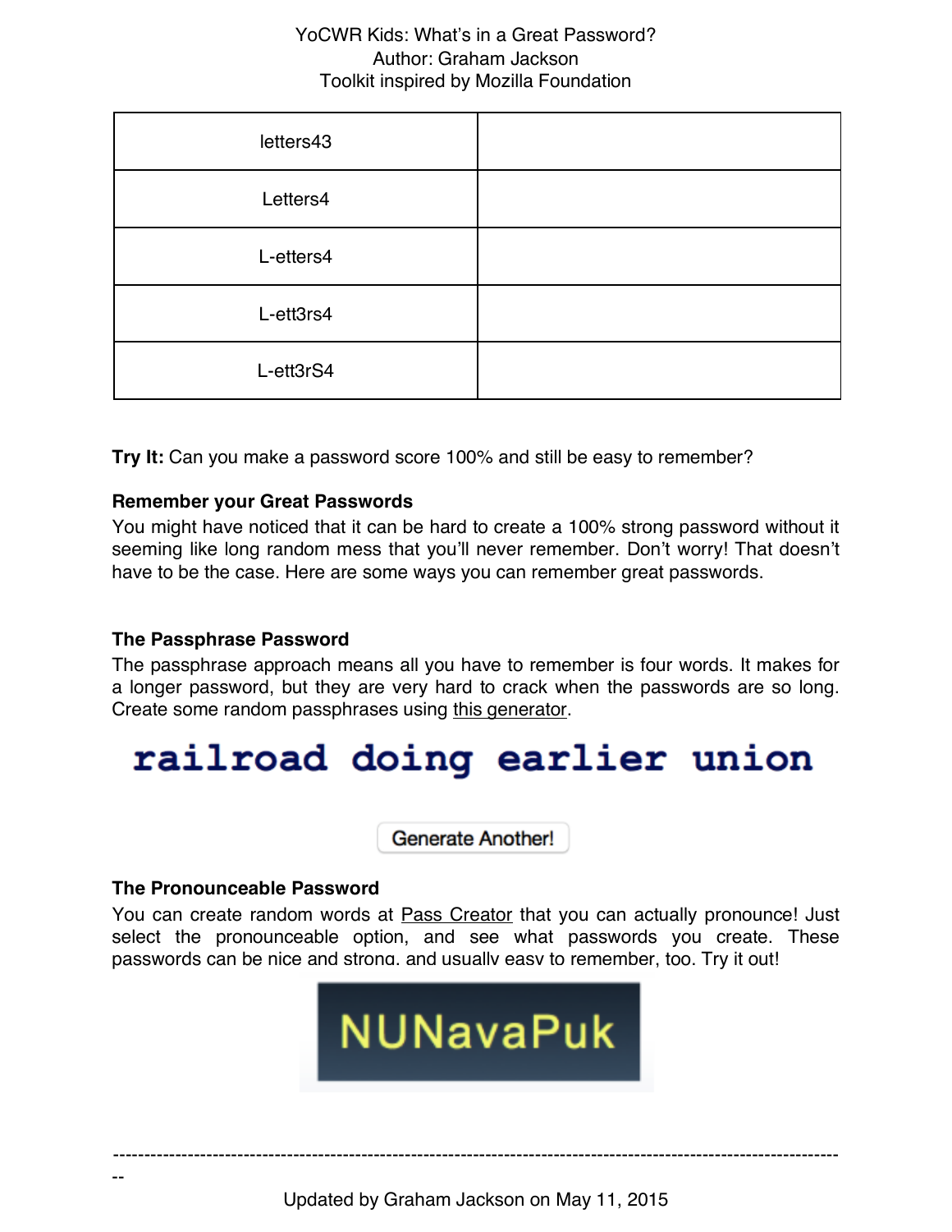YoCWR Kids: What's in a Great Password?
Author: Graham Jackson
Toolkit inspired by Mozilla Foundation

| | |
|---|---|
| letters43 | |
| Letters4 | |
| L-etters4 | |
| L-ett3rs4 | |
| L-ett3rS4 | |

**Try It:** Can you make a password score 100% and still be easy to remember?

**Remember your Great Passwords**

You might have noticed that it can be hard to create a 100% strong password without it seeming like long random mess that you'll never remember. Don't worry! That doesn't have to be the case. Here are some ways you can remember great passwords.

**The Passphrase Password**

The passphrase approach means all you have to remember is four words. It makes for a longer password, but they are very hard to crack when the passwords are so long. Create some random passphrases using this generator.

**railroad doing earlier union**

Generate Another!

**The Pronounceable Password**

You can create random words at Pass Creator that you can actually pronounce! Just select the pronounceable option, and see what passwords you create. These passwords can be nice and strong, and usually easy to remember, too. Try it out!

NUNavaPuk

---

Updated by Graham Jackson on May 11, 2015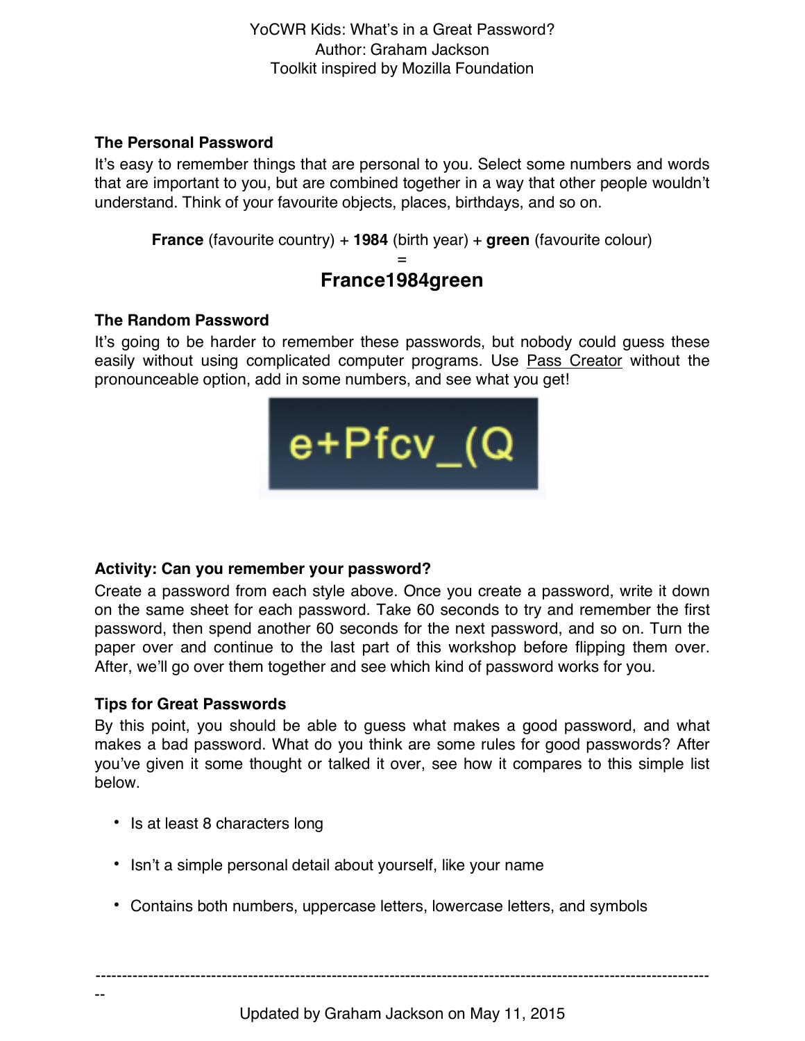YoCWR Kids: What's in a Great Password?
Author: Graham Jackson
Toolkit inspired by Mozilla Foundation

### The Personal Password

It's easy to remember things that are personal to you. Select some numbers and words that are important to you, but are combined together in a way that other people wouldn't understand. Think of your favourite objects, places, birthdays, and so on.

**France** (favourite country) + **1984** (birth year) + **green** (favourite colour)
=
**France1984green**

### The Random Password

It's going to be harder to remember these passwords, but nobody could guess these easily without using complicated computer programs. Use Pass Creator without the pronounceable option, add in some numbers, and see what you get!

e+Pfcv_(Q

### Activity: Can you remember your password?

Create a password from each style above. Once you create a password, write it down on the same sheet for each password. Take 60 seconds to try and remember the first password, then spend another 60 seconds for the next password, and so on. Turn the paper over and continue to the last part of this workshop before flipping them over. After, we'll go over them together and see which kind of password works for you.

### Tips for Great Passwords

By this point, you should be able to guess what makes a good password, and what makes a bad password. What do you think are some rules for good passwords? After you've given it some thought or talked it over, see how it compares to this simple list below.

- Is at least 8 characters long
- Isn't a simple personal detail about yourself, like your name
- Contains both numbers, uppercase letters, lowercase letters, and symbols

Updated by Graham Jackson on May 11, 2015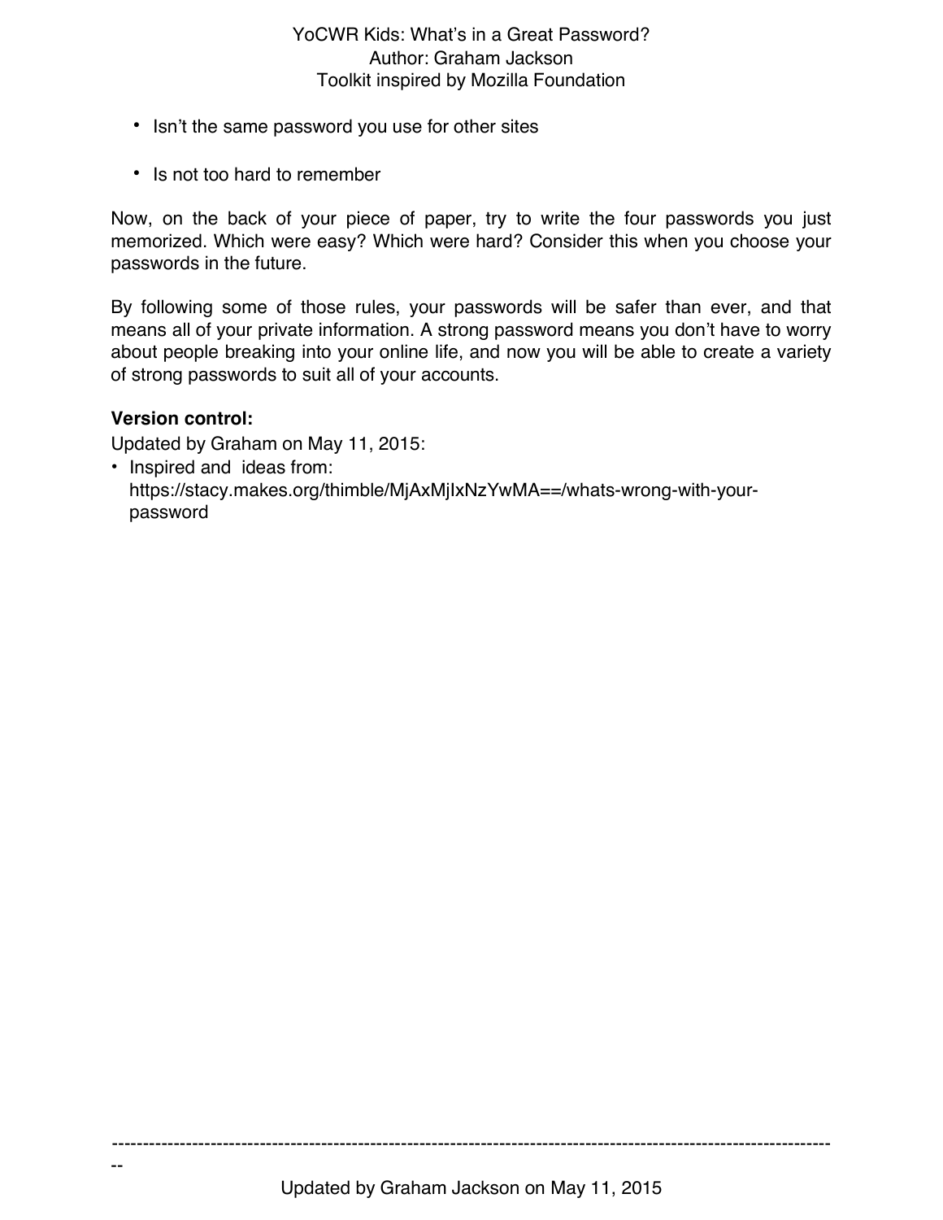- Isn't the same password you use for other sites
- Is not too hard to remember

Now, on the back of your piece of paper, try to write the four passwords you just memorized. Which were easy? Which were hard? Consider this when you choose your passwords in the future.

By following some of those rules, your passwords will be safer than ever, and that means all of your private information. A strong password means you don't have to worry about people breaking into your online life, and now you will be able to create a variety of strong passwords to suit all of your accounts.

**Version control:**

Updated by Graham on May 11, 2015:

- Inspired and ideas from: https://stacy.makes.org/thimble/MjAxMjIxNzYwMA==/whats-wrong-with-your-password